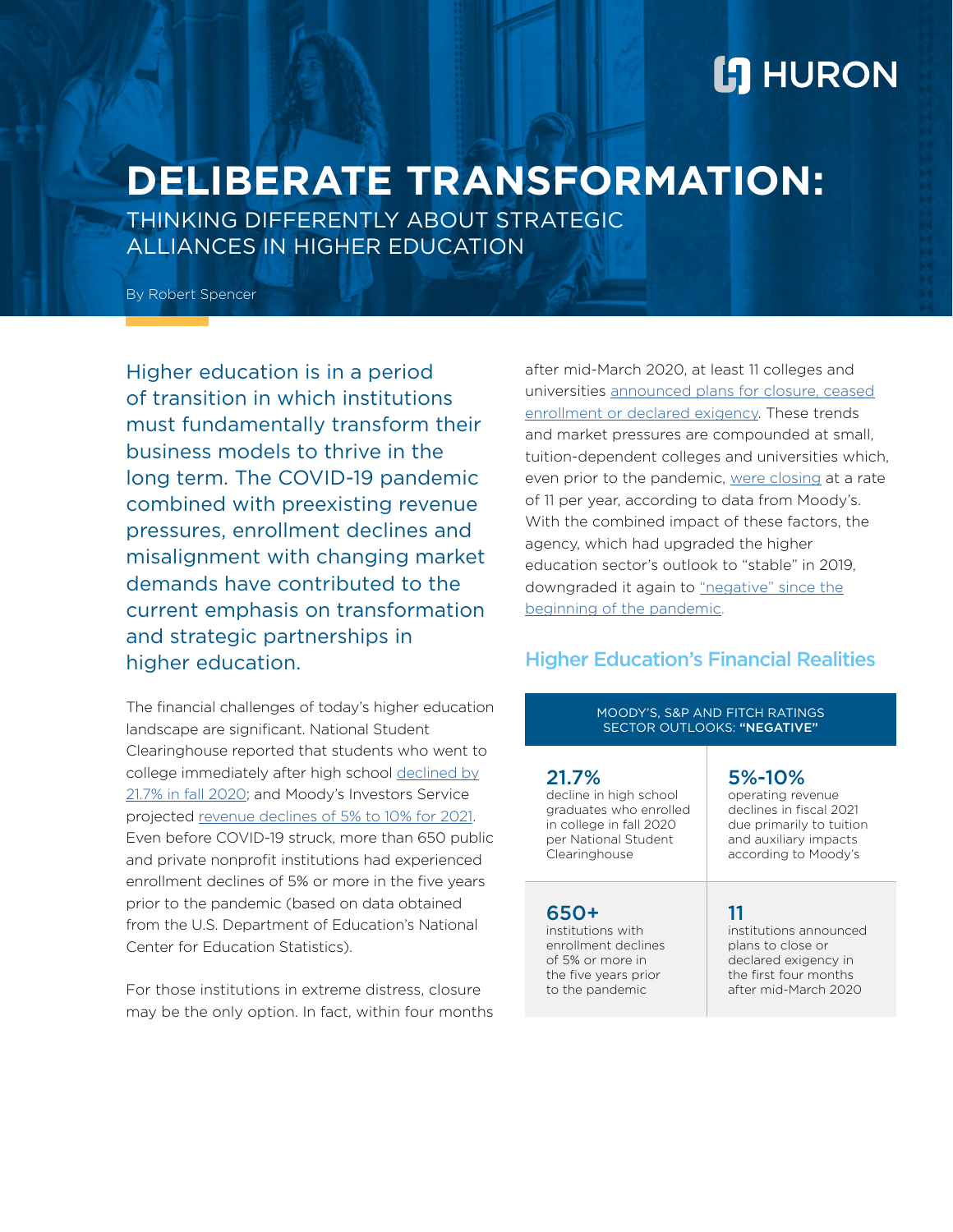HURON

# DELIBERATE TRANSFORMATION:

## THINKING DIFFERENTLY ABOUT STRATEGIC ALLIANCES IN HIGHER EDUCATION

By Robert Spencer

Higher education is in a period of transition in which institutions must fundamentally transform their business models to thrive in the long term. The COVID-19 pandemic combined with preexisting revenue pressures, enrollment declines and misalignment with changing market demands have contributed to the current emphasis on transformation and strategic partnerships in higher education.

The financial challenges of today's higher education landscape are significant. National Student Clearinghouse reported that students who went to college immediately after high school declined by 21.7% in fall 2020; and Moody's Investors Service projected revenue declines of 5% to 10% for 2021. Even before COVID-19 struck, more than 650 public and private nonprofit institutions had experienced enrollment declines of 5% or more in the five years prior to the pandemic (based on data obtained from the U.S. Department of Education's National Center for Education Statistics).

For those institutions in extreme distress, closure may be the only option. In fact, within four months after mid-March 2020, at least 11 colleges and universities announced plans for closure, ceased enrollment or declared exigency. These trends and market pressures are compounded at small, tuition-dependent colleges and universities which, even prior to the pandemic, were closing at a rate of 11 per year, according to data from Moody's. With the combined impact of these factors, the agency, which had upgraded the higher education sector's outlook to "stable" in 2019, downgraded it again to "negative" since the beginning of the pandemic.

## Higher Education's Financial Realities

MOODY'S, S&P AND FITCH RATINGS SECTOR OUTLOOKS: **"NEGATIVE"**

| | |
|---|---|
| **21.7%** decline in high school graduates who enrolled in college in fall 2020 per National Student Clearinghouse | **5%-10%** operating revenue declines in fiscal 2021 due primarily to tuition and auxiliary impacts according to Moody's |
| **650+** institutions with enrollment declines of 5% or more in the five years prior to the pandemic | **11** institutions announced plans to close or declared exigency in the first four months after mid-March 2020 |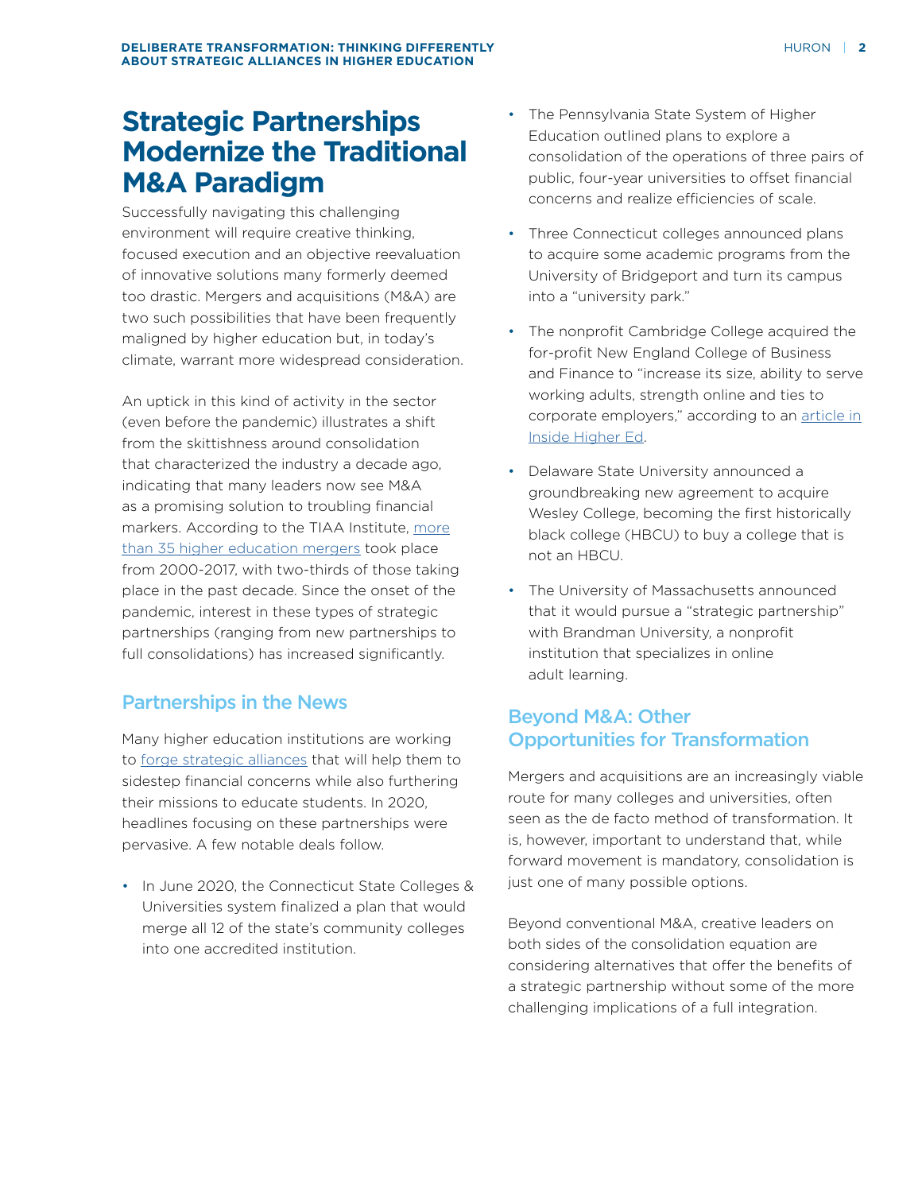# Strategic Partnerships Modernize the Traditional M&A Paradigm

Successfully navigating this challenging environment will require creative thinking, focused execution and an objective reevaluation of innovative solutions many formerly deemed too drastic. Mergers and acquisitions (M&A) are two such possibilities that have been frequently maligned by higher education but, in today's climate, warrant more widespread consideration.

An uptick in this kind of activity in the sector (even before the pandemic) illustrates a shift from the skittishness around consolidation that characterized the industry a decade ago, indicating that many leaders now see M&A as a promising solution to troubling financial markers. According to the TIAA Institute, more than 35 higher education mergers took place from 2000-2017, with two-thirds of those taking place in the past decade. Since the onset of the pandemic, interest in these types of strategic partnerships (ranging from new partnerships to full consolidations) has increased significantly.

## Partnerships in the News

Many higher education institutions are working to forge strategic alliances that will help them to sidestep financial concerns while also furthering their missions to educate students. In 2020, headlines focusing on these partnerships were pervasive. A few notable deals follow.

- In June 2020, the Connecticut State Colleges & Universities system finalized a plan that would merge all 12 of the state's community colleges into one accredited institution.
- The Pennsylvania State System of Higher Education outlined plans to explore a consolidation of the operations of three pairs of public, four-year universities to offset financial concerns and realize efficiencies of scale.
- Three Connecticut colleges announced plans to acquire some academic programs from the University of Bridgeport and turn its campus into a "university park."
- The nonprofit Cambridge College acquired the for-profit New England College of Business and Finance to "increase its size, ability to serve working adults, strength online and ties to corporate employers," according to an article in Inside Higher Ed.
- Delaware State University announced a groundbreaking new agreement to acquire Wesley College, becoming the first historically black college (HBCU) to buy a college that is not an HBCU.
- The University of Massachusetts announced that it would pursue a "strategic partnership" with Brandman University, a nonprofit institution that specializes in online adult learning.

## Beyond M&A: Other Opportunities for Transformation

Mergers and acquisitions are an increasingly viable route for many colleges and universities, often seen as the de facto method of transformation. It is, however, important to understand that, while forward movement is mandatory, consolidation is just one of many possible options.

Beyond conventional M&A, creative leaders on both sides of the consolidation equation are considering alternatives that offer the benefits of a strategic partnership without some of the more challenging implications of a full integration.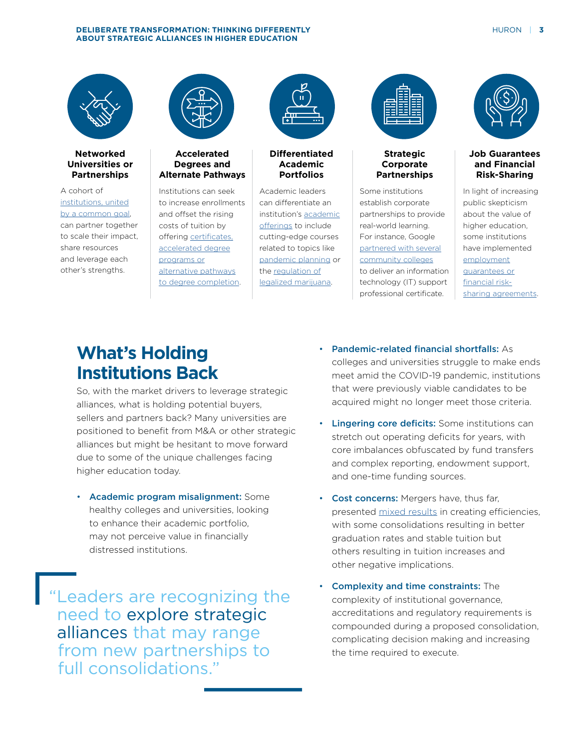### Networked Universities or Partnerships

A cohort of institutions, united by a common goal, can partner together to scale their impact, share resources and leverage each other's strengths.

### Accelerated Degrees and Alternate Pathways

Institutions can seek to increase enrollments and offset the rising costs of tuition by offering certificates, accelerated degree programs or alternative pathways to degree completion.

### Differentiated Academic Portfolios

Academic leaders can differentiate an institution's academic offerings to include cutting-edge courses related to topics like pandemic planning or the regulation of legalized marijuana.

### Strategic Corporate Partnerships

Some institutions establish corporate partnerships to provide real-world learning. For instance, Google partnered with several community colleges to deliver an information technology (IT) support professional certificate.

### Job Guarantees and Financial Risk-Sharing

In light of increasing public skepticism about the value of higher education, some institutions have implemented employment guarantees or financial risk-sharing agreements.

## What's Holding Institutions Back

So, with the market drivers to leverage strategic alliances, what is holding potential buyers, sellers and partners back? Many universities are positioned to benefit from M&A or other strategic alliances but might be hesitant to move forward due to some of the unique challenges facing higher education today.

- **Academic program misalignment:** Some healthy colleges and universities, looking to enhance their academic portfolio, may not perceive value in financially distressed institutions.

> "Leaders are recognizing the need to explore strategic alliances that may range from new partnerships to full consolidations."

- **Pandemic-related financial shortfalls:** As colleges and universities struggle to make ends meet amid the COVID-19 pandemic, institutions that were previously viable candidates to be acquired might no longer meet those criteria.
- **Lingering core deficits:** Some institutions can stretch out operating deficits for years, with core imbalances obfuscated by fund transfers and complex reporting, endowment support, and one-time funding sources.
- **Cost concerns:** Mergers have, thus far, presented mixed results in creating efficiencies, with some consolidations resulting in better graduation rates and stable tuition but others resulting in tuition increases and other negative implications.
- **Complexity and time constraints:** The complexity of institutional governance, accreditations and regulatory requirements is compounded during a proposed consolidation, complicating decision making and increasing the time required to execute.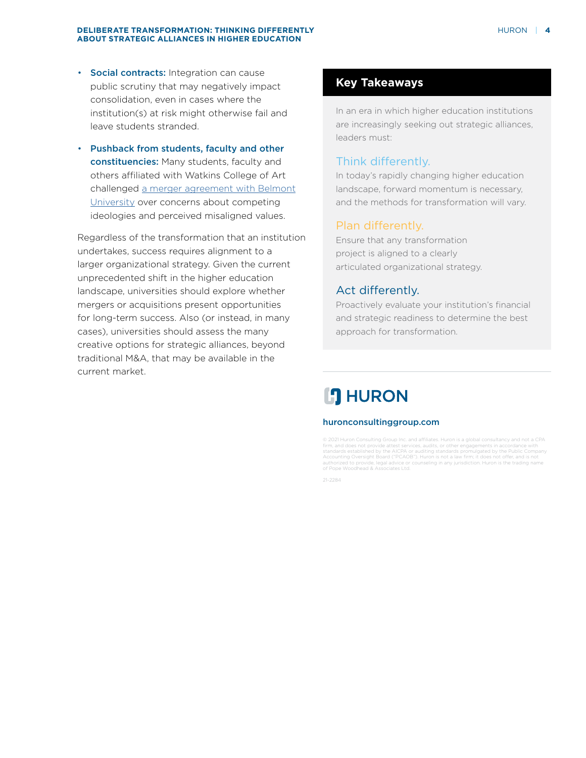- **Social contracts:** Integration can cause public scrutiny that may negatively impact consolidation, even in cases where the institution(s) at risk might otherwise fail and leave students stranded.

- **Pushback from students, faculty and other constituencies:** Many students, faculty and others affiliated with Watkins College of Art challenged a merger agreement with Belmont University over concerns about competing ideologies and perceived misaligned values.

Regardless of the transformation that an institution undertakes, success requires alignment to a larger organizational strategy. Given the current unprecedented shift in the higher education landscape, universities should explore whether mergers or acquisitions present opportunities for long-term success. Also (or instead, in many cases), universities should assess the many creative options for strategic alliances, beyond traditional M&A, that may be available in the current market.

## Key Takeaways

In an era in which higher education institutions are increasingly seeking out strategic alliances, leaders must:

### Think differently.

In today's rapidly changing higher education landscape, forward momentum is necessary, and the methods for transformation will vary.

### Plan differently.

Ensure that any transformation project is aligned to a clearly articulated organizational strategy.

### Act differently.

Proactively evaluate your institution's financial and strategic readiness to determine the best approach for transformation.

---

HURON

huronconsultinggroup.com

© 2021 Huron Consulting Group Inc. and affiliates. Huron is a global consultancy and not a CPA firm, and does not provide attest services, audits, or other engagements in accordance with standards established by the AICPA or auditing standards promulgated by the Public Company Accounting Oversight Board ("PCAOB"). Huron is not a law firm; it does not offer, and is not authorized to provide, legal advice or counseling in any jurisdiction. Huron is the trading name of Pope Woodhead & Associates Ltd.

21-2284